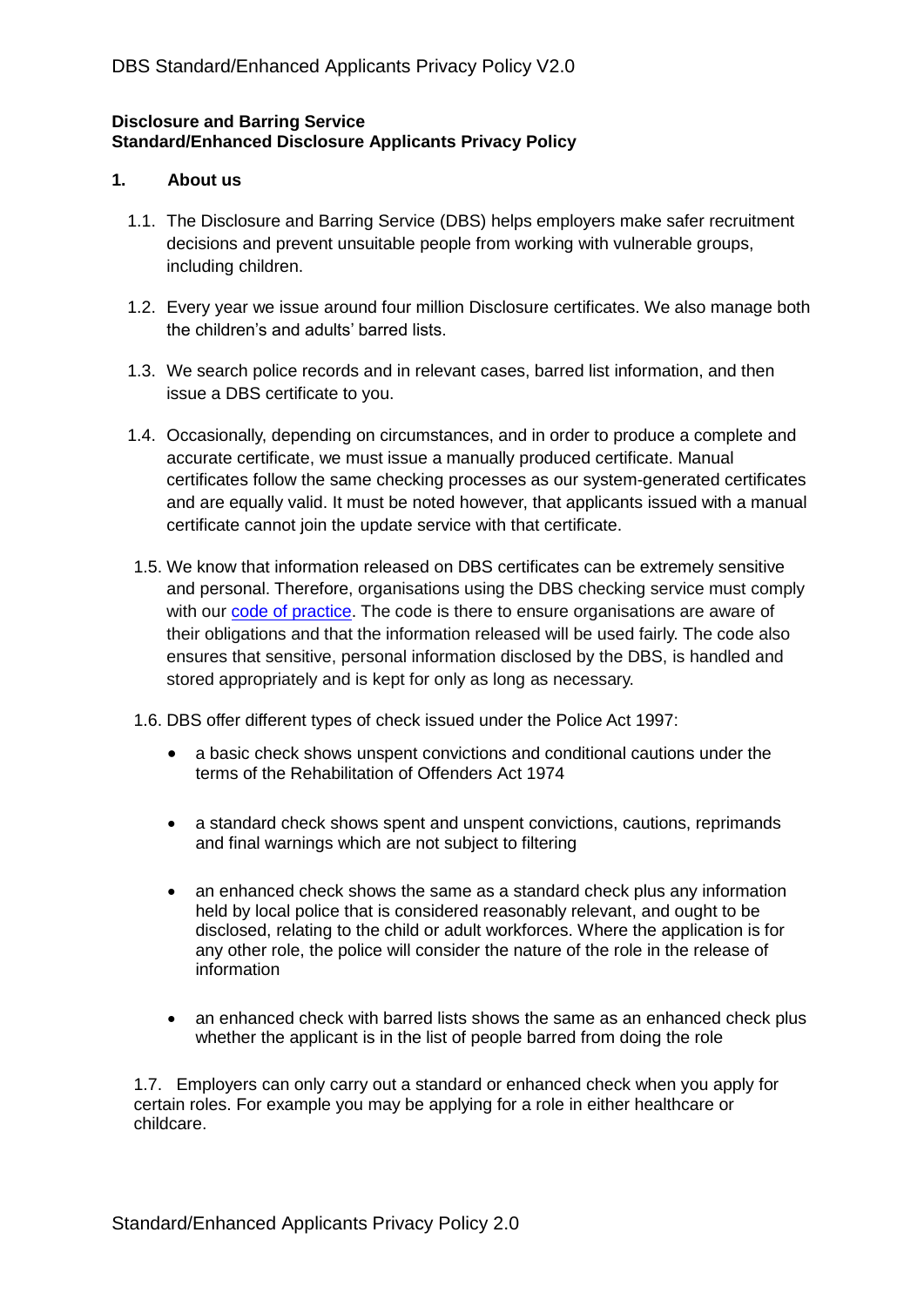**Disclosure and Barring Service**
**Standard/Enhanced Disclosure Applicants Privacy Policy**

## 1. About us

1.1. The Disclosure and Barring Service (DBS) helps employers make safer recruitment decisions and prevent unsuitable people from working with vulnerable groups, including children.

1.2. Every year we issue around four million Disclosure certificates. We also manage both the children's and adults' barred lists.

1.3. We search police records and in relevant cases, barred list information, and then issue a DBS certificate to you.

1.4. Occasionally, depending on circumstances, and in order to produce a complete and accurate certificate, we must issue a manually produced certificate. Manual certificates follow the same checking processes as our system-generated certificates and are equally valid. It must be noted however, that applicants issued with a manual certificate cannot join the update service with that certificate.

1.5. We know that information released on DBS certificates can be extremely sensitive and personal. Therefore, organisations using the DBS checking service must comply with our code of practice. The code is there to ensure organisations are aware of their obligations and that the information released will be used fairly. The code also ensures that sensitive, personal information disclosed by the DBS, is handled and stored appropriately and is kept for only as long as necessary.

1.6. DBS offer different types of check issued under the Police Act 1997:

- a basic check shows unspent convictions and conditional cautions under the terms of the Rehabilitation of Offenders Act 1974
- a standard check shows spent and unspent convictions, cautions, reprimands and final warnings which are not subject to filtering
- an enhanced check shows the same as a standard check plus any information held by local police that is considered reasonably relevant, and ought to be disclosed, relating to the child or adult workforces. Where the application is for any other role, the police will consider the nature of the role in the release of information
- an enhanced check with barred lists shows the same as an enhanced check plus whether the applicant is in the list of people barred from doing the role

1.7. Employers can only carry out a standard or enhanced check when you apply for certain roles. For example you may be applying for a role in either healthcare or childcare.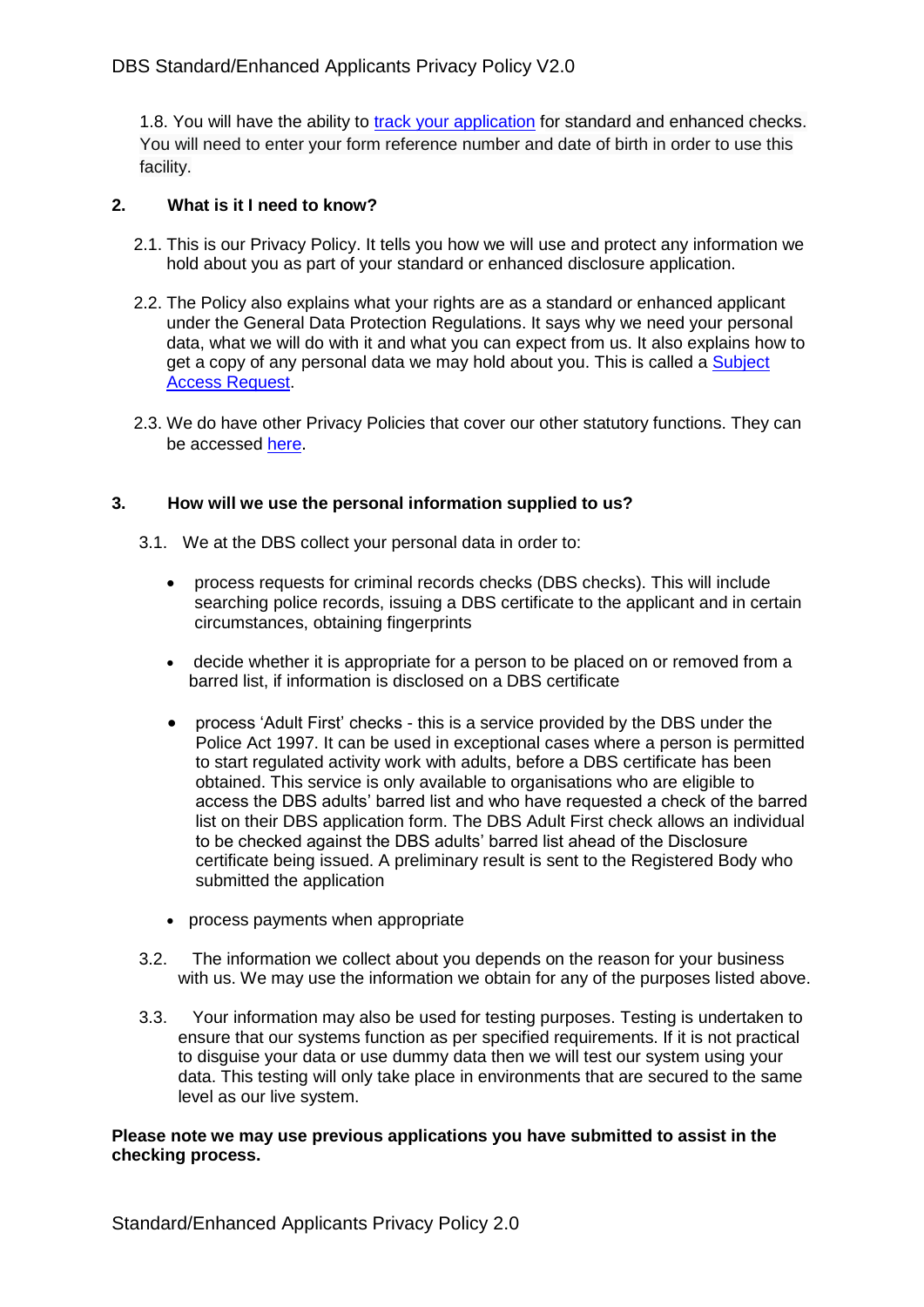1.8. You will have the ability to [track your application] for standard and enhanced checks. You will need to enter your form reference number and date of birth in order to use this facility.

## 2. What is it I need to know?

2.1. This is our Privacy Policy. It tells you how we will use and protect any information we hold about you as part of your standard or enhanced disclosure application.

2.2. The Policy also explains what your rights are as a standard or enhanced applicant under the General Data Protection Regulations. It says why we need your personal data, what we will do with it and what you can expect from us. It also explains how to get a copy of any personal data we may hold about you. This is called a Subject Access Request.

2.3. We do have other Privacy Policies that cover our other statutory functions. They can be accessed here.

## 3. How will we use the personal information supplied to us?

3.1. We at the DBS collect your personal data in order to:

- process requests for criminal records checks (DBS checks). This will include searching police records, issuing a DBS certificate to the applicant and in certain circumstances, obtaining fingerprints
- decide whether it is appropriate for a person to be placed on or removed from a barred list, if information is disclosed on a DBS certificate
- process 'Adult First' checks - this is a service provided by the DBS under the Police Act 1997. It can be used in exceptional cases where a person is permitted to start regulated activity work with adults, before a DBS certificate has been obtained. This service is only available to organisations who are eligible to access the DBS adults' barred list and who have requested a check of the barred list on their DBS application form. The DBS Adult First check allows an individual to be checked against the DBS adults' barred list ahead of the Disclosure certificate being issued. A preliminary result is sent to the Registered Body who submitted the application
- process payments when appropriate

3.2. The information we collect about you depends on the reason for your business with us. We may use the information we obtain for any of the purposes listed above.

3.3. Your information may also be used for testing purposes. Testing is undertaken to ensure that our systems function as per specified requirements. If it is not practical to disguise your data or use dummy data then we will test our system using your data. This testing will only take place in environments that are secured to the same level as our live system.

**Please note we may use previous applications you have submitted to assist in the checking process.**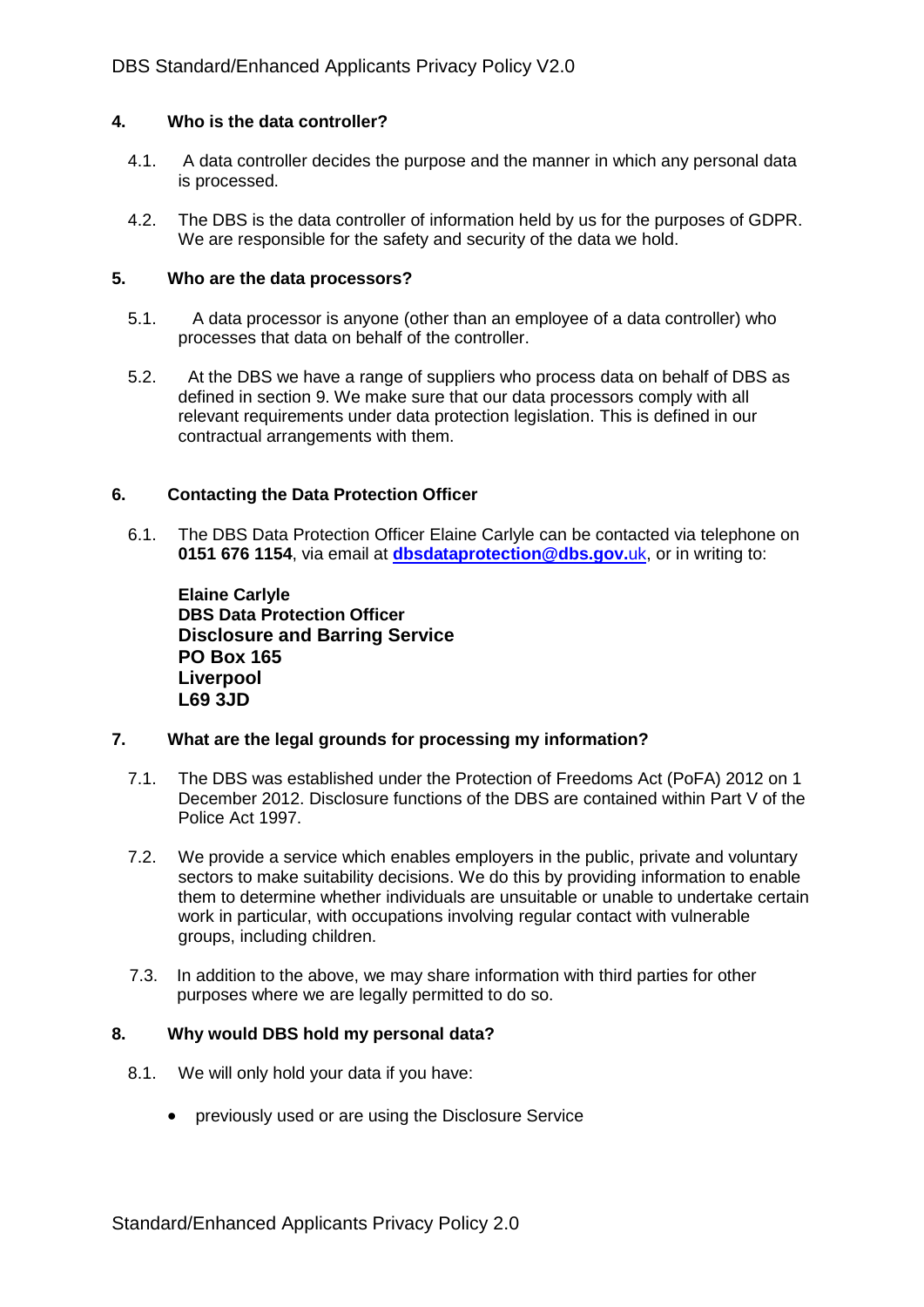## 4. Who is the data controller?

4.1. A data controller decides the purpose and the manner in which any personal data is processed.

4.2. The DBS is the data controller of information held by us for the purposes of GDPR. We are responsible for the safety and security of the data we hold.

## 5. Who are the data processors?

5.1. A data processor is anyone (other than an employee of a data controller) who processes that data on behalf of the controller.

5.2. At the DBS we have a range of suppliers who process data on behalf of DBS as defined in section 9. We make sure that our data processors comply with all relevant requirements under data protection legislation. This is defined in our contractual arrangements with them.

## 6. Contacting the Data Protection Officer

6.1. The DBS Data Protection Officer Elaine Carlyle can be contacted via telephone on **0151 676 1154**, via email at **dbsdataprotection@dbs.gov.**uk, or in writing to:

**Elaine Carlyle**
**DBS Data Protection Officer**
**Disclosure and Barring Service**
**PO Box 165**
**Liverpool**
**L69 3JD**

## 7. What are the legal grounds for processing my information?

7.1. The DBS was established under the Protection of Freedoms Act (PoFA) 2012 on 1 December 2012. Disclosure functions of the DBS are contained within Part V of the Police Act 1997.

7.2. We provide a service which enables employers in the public, private and voluntary sectors to make suitability decisions. We do this by providing information to enable them to determine whether individuals are unsuitable or unable to undertake certain work in particular, with occupations involving regular contact with vulnerable groups, including children.

7.3. In addition to the above, we may share information with third parties for other purposes where we are legally permitted to do so.

## 8. Why would DBS hold my personal data?

8.1. We will only hold your data if you have:

- previously used or are using the Disclosure Service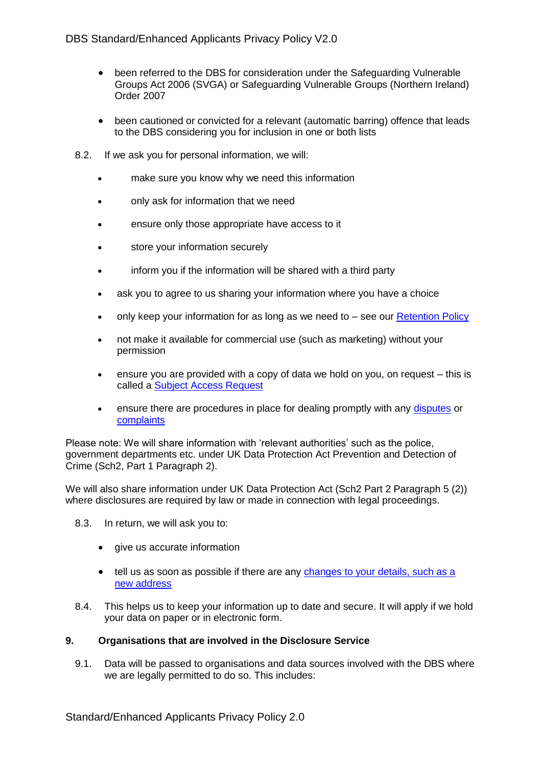- been referred to the DBS for consideration under the Safeguarding Vulnerable Groups Act 2006 (SVGA) or Safeguarding Vulnerable Groups (Northern Ireland) Order 2007
- been cautioned or convicted for a relevant (automatic barring) offence that leads to the DBS considering you for inclusion in one or both lists

8.2. If we ask you for personal information, we will:

- make sure you know why we need this information
- only ask for information that we need
- ensure only those appropriate have access to it
- store your information securely
- inform you if the information will be shared with a third party
- ask you to agree to us sharing your information where you have a choice
- only keep your information for as long as we need to – see our Retention Policy
- not make it available for commercial use (such as marketing) without your permission
- ensure you are provided with a copy of data we hold on you, on request – this is called a Subject Access Request
- ensure there are procedures in place for dealing promptly with any disputes or complaints

Please note: We will share information with 'relevant authorities' such as the police, government departments etc. under UK Data Protection Act Prevention and Detection of Crime (Sch2, Part 1 Paragraph 2).

We will also share information under UK Data Protection Act (Sch2 Part 2 Paragraph 5 (2)) where disclosures are required by law or made in connection with legal proceedings.

8.3. In return, we will ask you to:

- give us accurate information
- tell us as soon as possible if there are any changes to your details, such as a new address

8.4. This helps us to keep your information up to date and secure. It will apply if we hold your data on paper or in electronic form.

## 9. Organisations that are involved in the Disclosure Service

9.1. Data will be passed to organisations and data sources involved with the DBS where we are legally permitted to do so. This includes: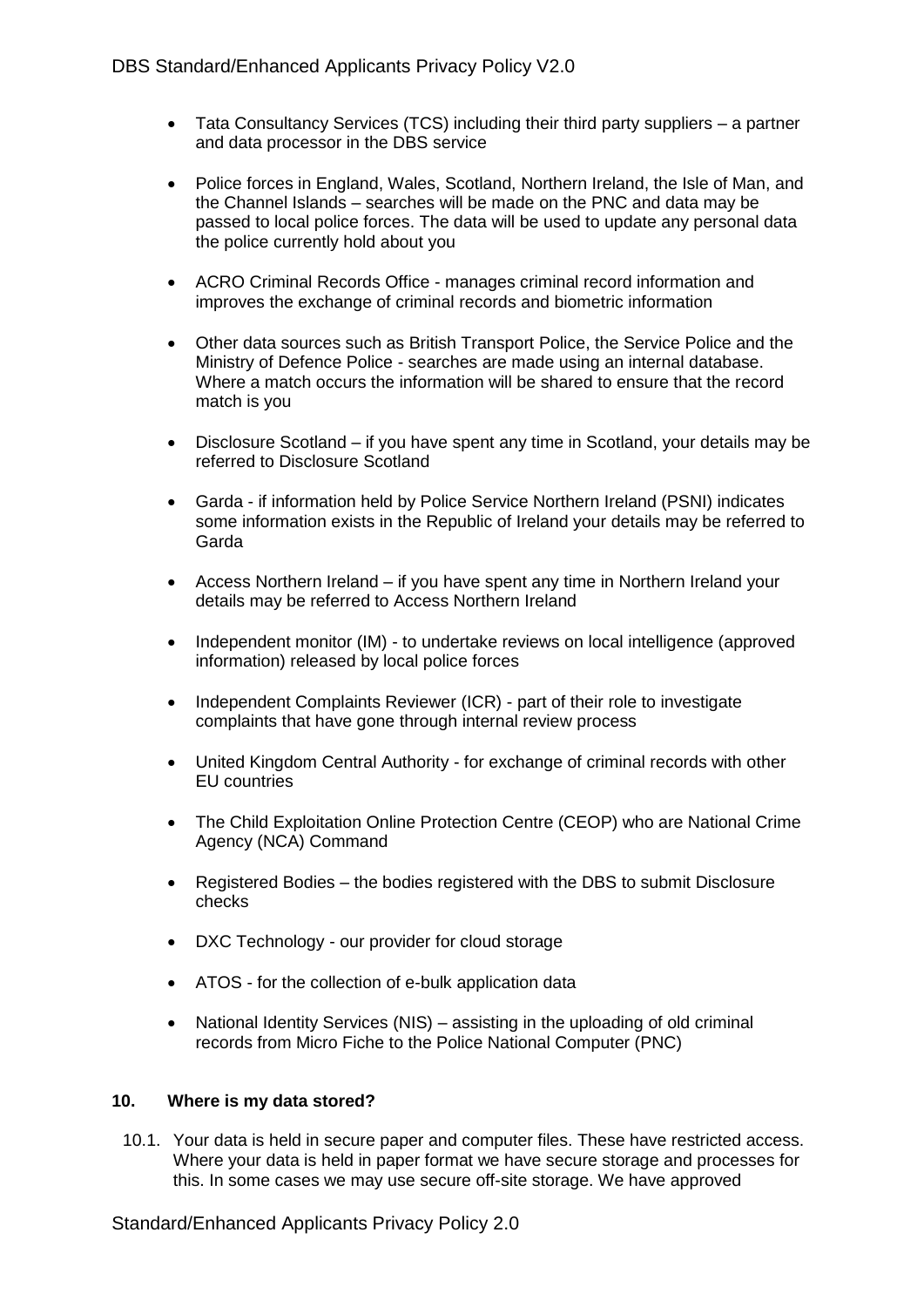- Tata Consultancy Services (TCS) including their third party suppliers – a partner and data processor in the DBS service

- Police forces in England, Wales, Scotland, Northern Ireland, the Isle of Man, and the Channel Islands – searches will be made on the PNC and data may be passed to local police forces. The data will be used to update any personal data the police currently hold about you

- ACRO Criminal Records Office - manages criminal record information and improves the exchange of criminal records and biometric information

- Other data sources such as British Transport Police, the Service Police and the Ministry of Defence Police - searches are made using an internal database. Where a match occurs the information will be shared to ensure that the record match is you

- Disclosure Scotland – if you have spent any time in Scotland, your details may be referred to Disclosure Scotland

- Garda - if information held by Police Service Northern Ireland (PSNI) indicates some information exists in the Republic of Ireland your details may be referred to Garda

- Access Northern Ireland – if you have spent any time in Northern Ireland your details may be referred to Access Northern Ireland

- Independent monitor (IM) - to undertake reviews on local intelligence (approved information) released by local police forces

- Independent Complaints Reviewer (ICR) - part of their role to investigate complaints that have gone through internal review process

- United Kingdom Central Authority - for exchange of criminal records with other EU countries

- The Child Exploitation Online Protection Centre (CEOP) who are National Crime Agency (NCA) Command

- Registered Bodies – the bodies registered with the DBS to submit Disclosure checks

- DXC Technology - our provider for cloud storage

- ATOS - for the collection of e-bulk application data

- National Identity Services (NIS) – assisting in the uploading of old criminal records from Micro Fiche to the Police National Computer (PNC)

## 10. Where is my data stored?

10.1. Your data is held in secure paper and computer files. These have restricted access. Where your data is held in paper format we have secure storage and processes for this. In some cases we may use secure off-site storage. We have approved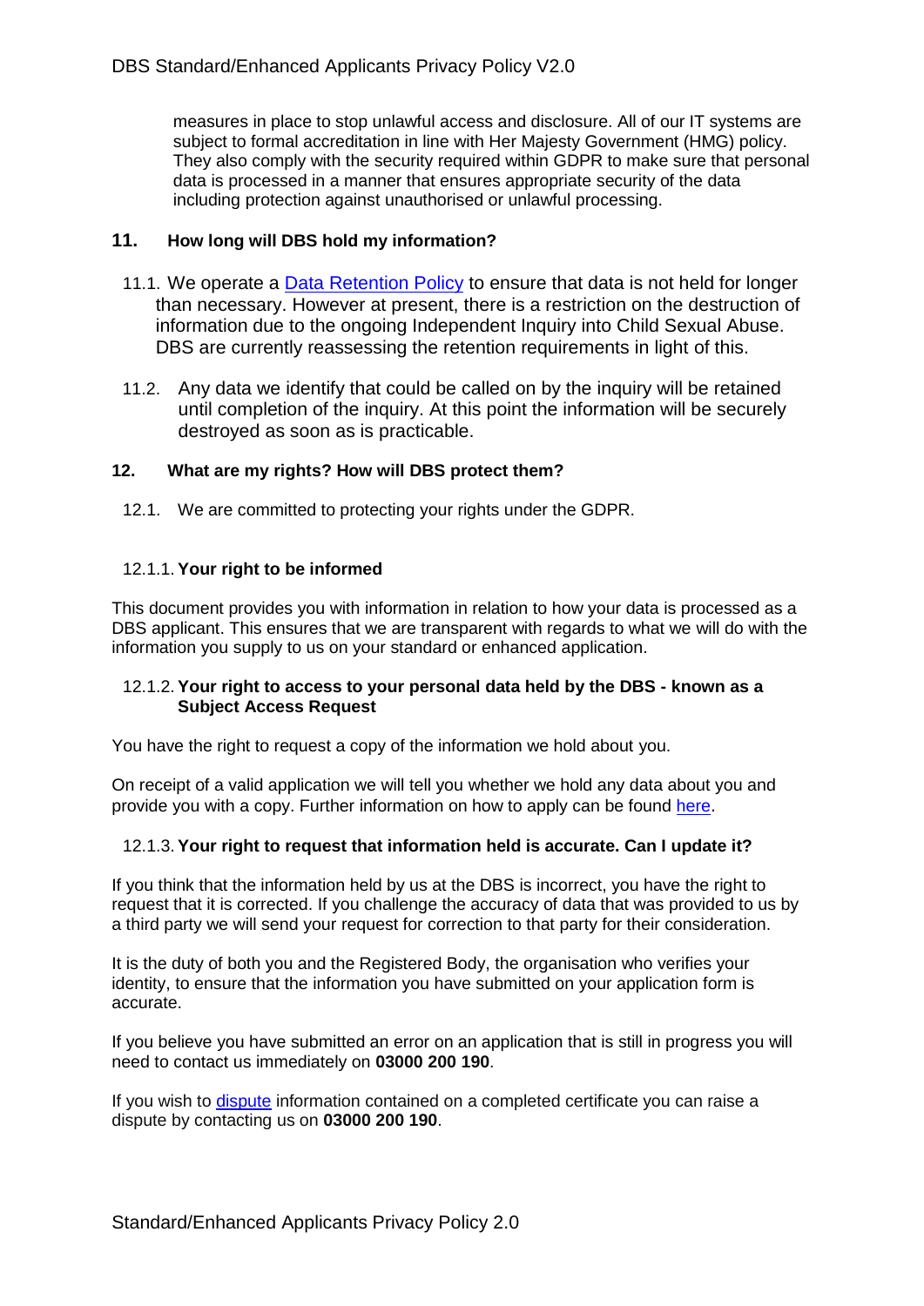measures in place to stop unlawful access and disclosure. All of our IT systems are subject to formal accreditation in line with Her Majesty Government (HMG) policy. They also comply with the security required within GDPR to make sure that personal data is processed in a manner that ensures appropriate security of the data including protection against unauthorised or unlawful processing.

## 11. How long will DBS hold my information?

11.1. We operate a [Data Retention Policy](#) to ensure that data is not held for longer than necessary. However at present, there is a restriction on the destruction of information due to the ongoing Independent Inquiry into Child Sexual Abuse. DBS are currently reassessing the retention requirements in light of this.

11.2. Any data we identify that could be called on by the inquiry will be retained until completion of the inquiry. At this point the information will be securely destroyed as soon as is practicable.

## 12. What are my rights? How will DBS protect them?

12.1. We are committed to protecting your rights under the GDPR.

### 12.1.1. Your right to be informed

This document provides you with information in relation to how your data is processed as a DBS applicant. This ensures that we are transparent with regards to what we will do with the information you supply to us on your standard or enhanced application.

### 12.1.2. Your right to access to your personal data held by the DBS - known as a Subject Access Request

You have the right to request a copy of the information we hold about you.

On receipt of a valid application we will tell you whether we hold any data about you and provide you with a copy. Further information on how to apply can be found [here](#).

### 12.1.3. Your right to request that information held is accurate. Can I update it?

If you think that the information held by us at the DBS is incorrect, you have the right to request that it is corrected. If you challenge the accuracy of data that was provided to us by a third party we will send your request for correction to that party for their consideration.

It is the duty of both you and the Registered Body, the organisation who verifies your identity, to ensure that the information you have submitted on your application form is accurate.

If you believe you have submitted an error on an application that is still in progress you will need to contact us immediately on **03000 200 190**.

If you wish to [dispute](#) information contained on a completed certificate you can raise a dispute by contacting us on **03000 200 190**.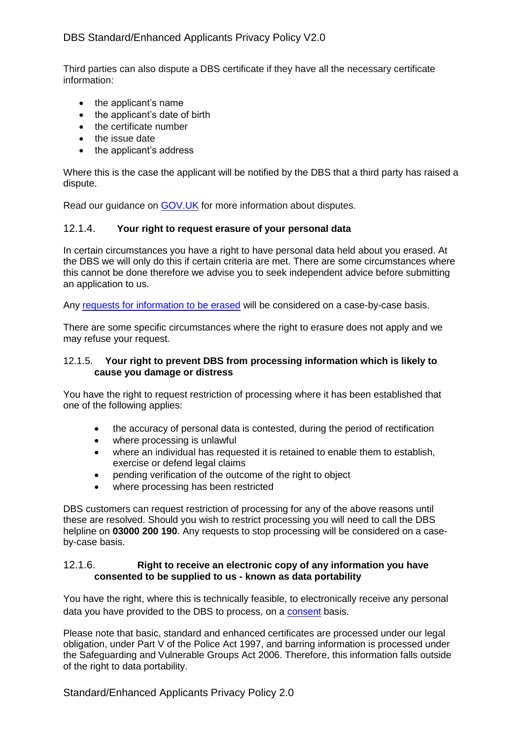Third parties can also dispute a DBS certificate if they have all the necessary certificate information:

- the applicant's name
- the applicant's date of birth
- the certificate number
- the issue date
- the applicant's address

Where this is the case the applicant will be notified by the DBS that a third party has raised a dispute.

Read our guidance on GOV.UK for more information about disputes.

#### 12.1.4. Your right to request erasure of your personal data

In certain circumstances you have a right to have personal data held about you erased. At the DBS we will only do this if certain criteria are met. There are some circumstances where this cannot be done therefore we advise you to seek independent advice before submitting an application to us.

Any requests for information to be erased will be considered on a case-by-case basis.

There are some specific circumstances where the right to erasure does not apply and we may refuse your request.

#### 12.1.5. Your right to prevent DBS from processing information which is likely to cause you damage or distress

You have the right to request restriction of processing where it has been established that one of the following applies:

- the accuracy of personal data is contested, during the period of rectification
- where processing is unlawful
- where an individual has requested it is retained to enable them to establish, exercise or defend legal claims
- pending verification of the outcome of the right to object
- where processing has been restricted

DBS customers can request restriction of processing for any of the above reasons until these are resolved. Should you wish to restrict processing you will need to call the DBS helpline on **03000 200 190**. Any requests to stop processing will be considered on a case-by-case basis.

#### 12.1.6. Right to receive an electronic copy of any information you have consented to be supplied to us - known as data portability

You have the right, where this is technically feasible, to electronically receive any personal data you have provided to the DBS to process, on a consent basis.

Please note that basic, standard and enhanced certificates are processed under our legal obligation, under Part V of the Police Act 1997, and barring information is processed under the Safeguarding and Vulnerable Groups Act 2006. Therefore, this information falls outside of the right to data portability.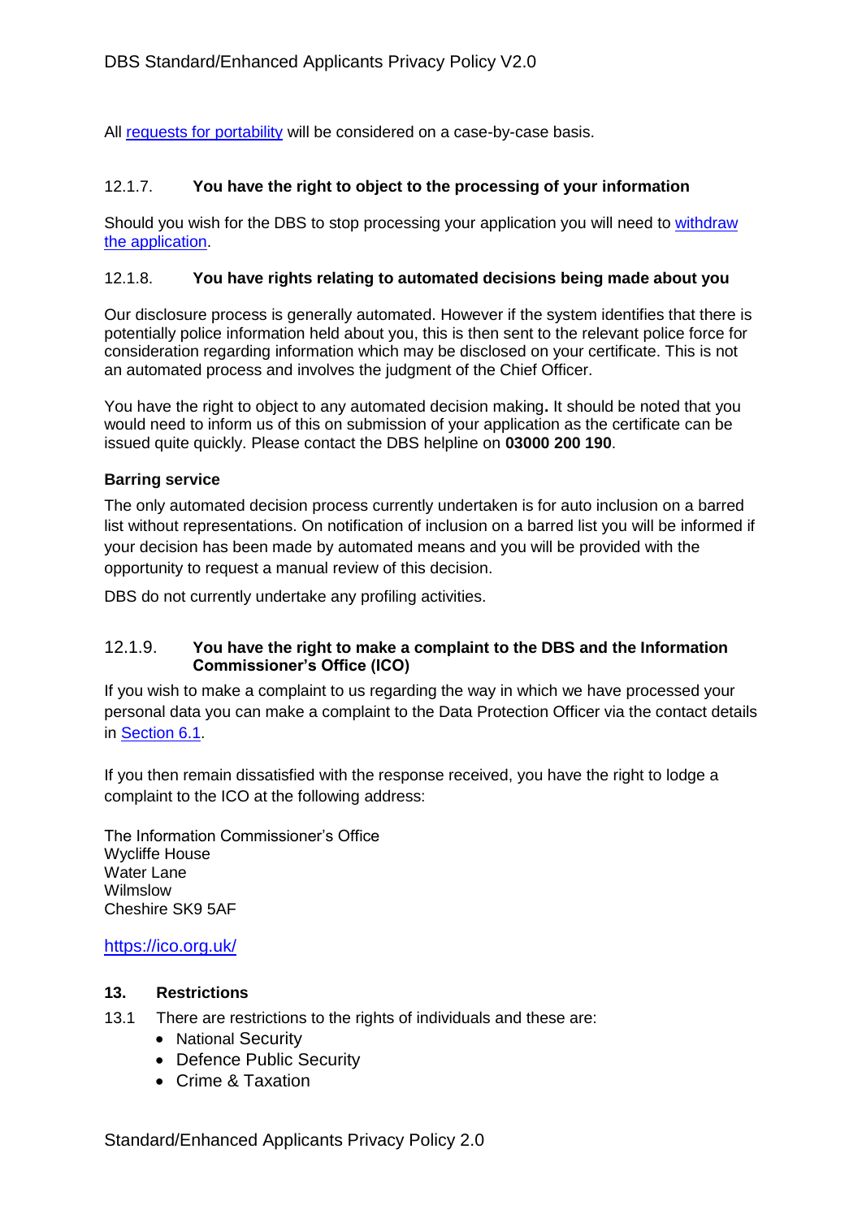All [requests for portability](#) will be considered on a case-by-case basis.

#### 12.1.7. You have the right to object to the processing of your information

Should you wish for the DBS to stop processing your application you will need to [withdraw the application](#).

#### 12.1.8. You have rights relating to automated decisions being made about you

Our disclosure process is generally automated. However if the system identifies that there is potentially police information held about you, this is then sent to the relevant police force for consideration regarding information which may be disclosed on your certificate. This is not an automated process and involves the judgment of the Chief Officer.

You have the right to object to any automated decision making**.** It should be noted that you would need to inform us of this on submission of your application as the certificate can be issued quite quickly. Please contact the DBS helpline on **03000 200 190**.

**Barring service**

The only automated decision process currently undertaken is for auto inclusion on a barred list without representations. On notification of inclusion on a barred list you will be informed if your decision has been made by automated means and you will be provided with the opportunity to request a manual review of this decision.

DBS do not currently undertake any profiling activities.

#### 12.1.9. You have the right to make a complaint to the DBS and the Information Commissioner's Office (ICO)

If you wish to make a complaint to us regarding the way in which we have processed your personal data you can make a complaint to the Data Protection Officer via the contact details in [Section 6.1](#).

If you then remain dissatisfied with the response received, you have the right to lodge a complaint to the ICO at the following address:

The Information Commissioner's Office
Wycliffe House
Water Lane
Wilmslow
Cheshire SK9 5AF

[https://ico.org.uk/](https://ico.org.uk/)

## 13. Restrictions

13.1 There are restrictions to the rights of individuals and these are:

- National Security
- Defence Public Security
- Crime & Taxation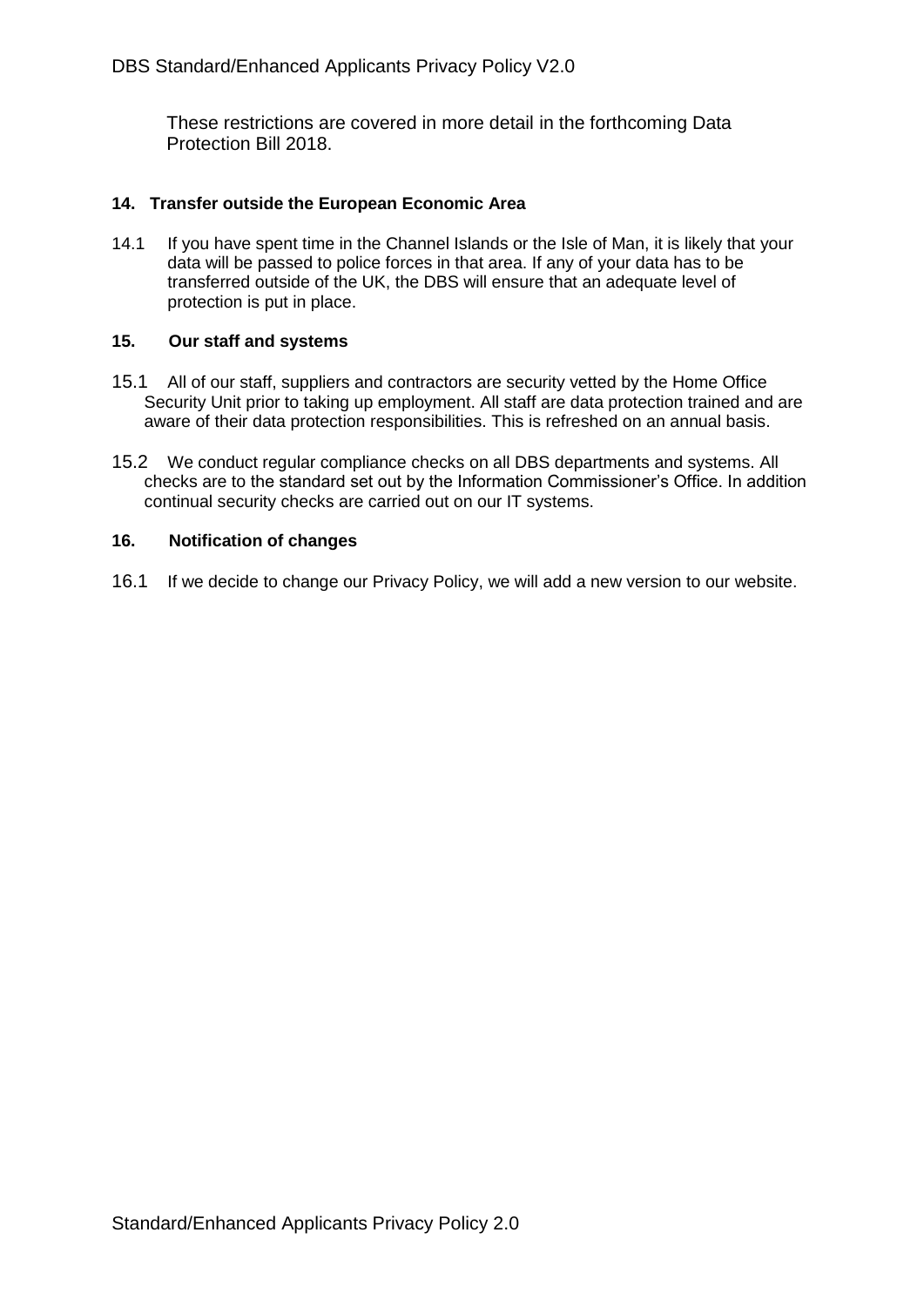These restrictions are covered in more detail in the forthcoming Data Protection Bill 2018.

## 14. Transfer outside the European Economic Area

14.1 If you have spent time in the Channel Islands or the Isle of Man, it is likely that your data will be passed to police forces in that area. If any of your data has to be transferred outside of the UK, the DBS will ensure that an adequate level of protection is put in place.

## 15. Our staff and systems

15.1 All of our staff, suppliers and contractors are security vetted by the Home Office Security Unit prior to taking up employment. All staff are data protection trained and are aware of their data protection responsibilities. This is refreshed on an annual basis.

15.2 We conduct regular compliance checks on all DBS departments and systems. All checks are to the standard set out by the Information Commissioner's Office. In addition continual security checks are carried out on our IT systems.

## 16. Notification of changes

16.1 If we decide to change our Privacy Policy, we will add a new version to our website.